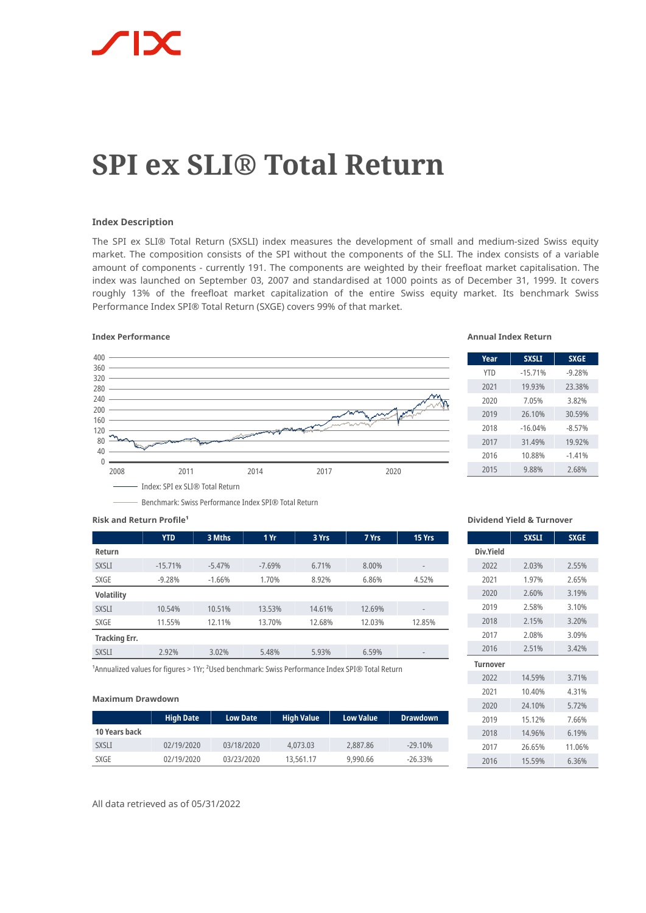# SPI ex SLI® Total Return

### Index Description

The SPI ex SLI® Total Return (SXSLI) index measures the development of small and medium-sized Swiss equity market. The composition consists of the SPI without the components of the SLI. The index consists of a variable amount of components - currently 191. The components are weighted by their freefloat market capitalisation. The index was launched on September 03, 2007 and standardised at 1000 points as of December 31, 1999. It covers roughly 13% of the freefloat market capitalization of the entire Swiss equity market. Its benchmark Swiss Performance Index SPI® Total Return (SXGE) covers 99% of that market.

### Index Performance

Index: SPI ex SLI® Total Return

Benchmark: Swiss Performance Index SPI® Total Return

### Annual Index Return

| Year | SXSLI | SXGE |
|---|---|---|
| YTD | -15.71% | -9.28% |
| 2021 | 19.93% | 23.38% |
| 2020 | 7.05% | 3.82% |
| 2019 | 26.10% | 30.59% |
| 2018 | -16.04% | -8.57% |
| 2017 | 31.49% | 19.92% |
| 2016 | 10.88% | -1.41% |
| 2015 | 9.88% | 2.68% |

### Risk and Return Profile[1]

| | YTD | 3 Mths | 1 Yr | 3 Yrs | 7 Yrs | 15 Yrs |
|---|---|---|---|---|---|---|
| **Return** | | | | | | |
| SXSLI | -15.71% | -5.47% | -7.69% | 6.71% | 8.00% | - |
| SXGE | -9.28% | -1.66% | 1.70% | 8.92% | 6.86% | 4.52% |
| **Volatility** | | | | | | |
| SXSLI | 10.54% | 10.51% | 13.53% | 14.61% | 12.69% | - |
| SXGE | 11.55% | 12.11% | 13.70% | 12.68% | 12.03% | 12.85% |
| **Tracking Err.** | | | | | | |
| SXSLI | 2.92% | 3.02% | 5.48% | 5.93% | 6.59% | - |

[1]Annualized values for figures > 1Yr; [2]Used benchmark: Swiss Performance Index SPI® Total Return

### Dividend Yield & Turnover

| | SXSLI | SXGE |
|---|---|---|
| **Div.Yield** | | |
| 2022 | 2.03% | 2.55% |
| 2021 | 1.97% | 2.65% |
| 2020 | 2.60% | 3.19% |
| 2019 | 2.58% | 3.10% |
| 2018 | 2.15% | 3.20% |
| 2017 | 2.08% | 3.09% |
| 2016 | 2.51% | 3.42% |
| **Turnover** | | |
| 2022 | 14.59% | 3.71% |
| 2021 | 10.40% | 4.31% |
| 2020 | 24.10% | 5.72% |
| 2019 | 15.12% | 7.66% |
| 2018 | 14.96% | 6.19% |
| 2017 | 26.65% | 11.06% |
| 2016 | 15.59% | 6.36% |

### Maximum Drawdown

| | High Date | Low Date | High Value | Low Value | Drawdown |
|---|---|---|---|---|---|
| **10 Years back** | | | | | |
| SXSLI | 02/19/2020 | 03/18/2020 | 4,073.03 | 2,887.86 | -29.10% |
| SXGE | 02/19/2020 | 03/23/2020 | 13,561.17 | 9,990.66 | -26.33% |

All data retrieved as of 05/31/2022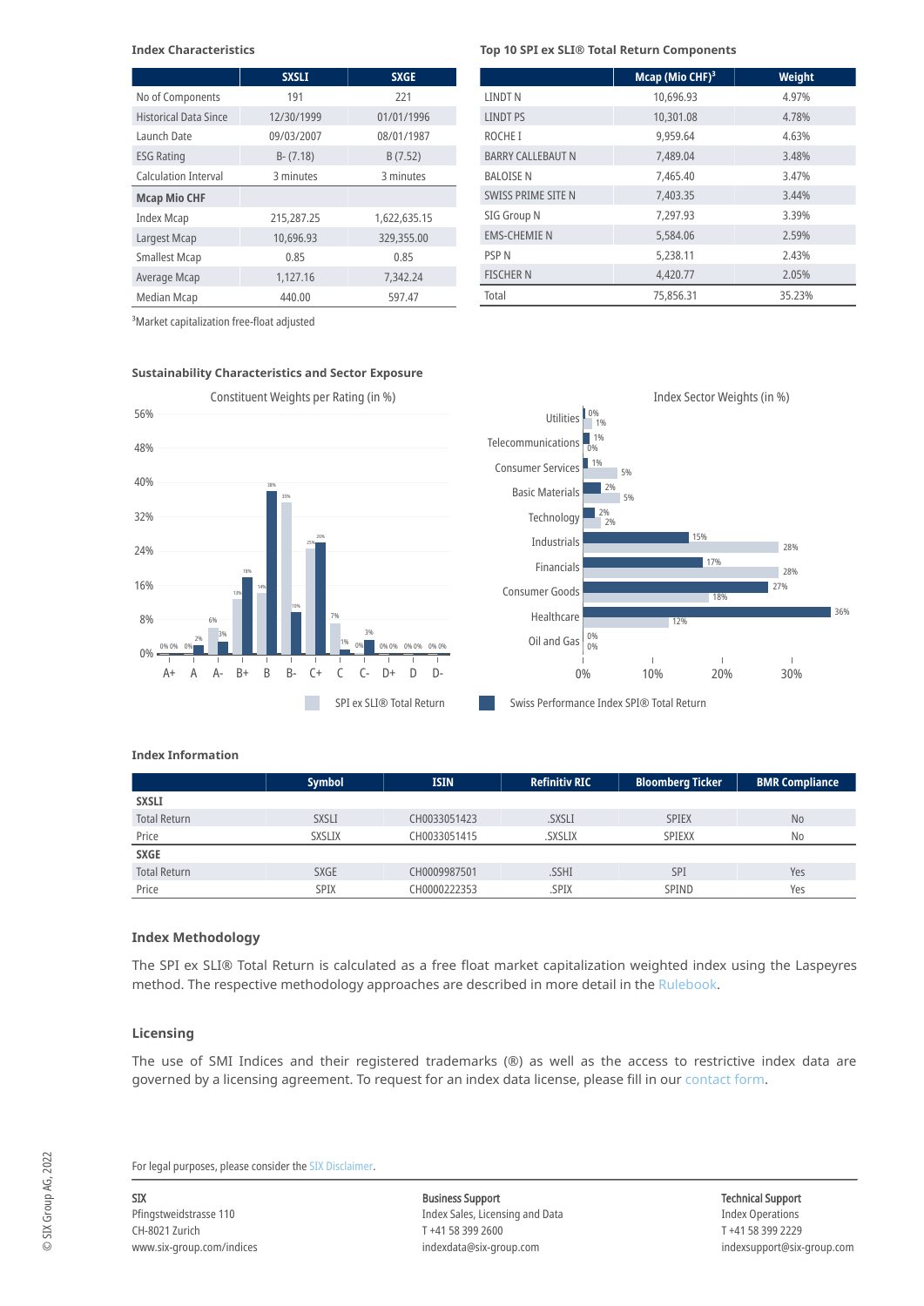**Index Characteristics**

| | SXSLI | SXGE |
|---|---|---|
| No of Components | 191 | 221 |
| Historical Data Since | 12/30/1999 | 01/01/1996 |
| Launch Date | 09/03/2007 | 08/01/1987 |
| ESG Rating | B- (7.18) | B (7.52) |
| Calculation Interval | 3 minutes | 3 minutes |
| **Mcap Mio CHF** | | |
| Index Mcap | 215,287.25 | 1,622,635.15 |
| Largest Mcap | 10,696.93 | 329,355.00 |
| Smallest Mcap | 0.85 | 0.85 |
| Average Mcap | 1,127.16 | 7,342.24 |
| Median Mcap | 440.00 | 597.47 |

[3]Market capitalization free-float adjusted

**Top 10 SPI ex SLI® Total Return Components**

| | Mcap (Mio CHF)[3] | Weight |
|---|---|---|
| LINDT N | 10,696.93 | 4.97% |
| LINDT PS | 10,301.08 | 4.78% |
| ROCHE I | 9,959.64 | 4.63% |
| BARRY CALLEBAUT N | 7,489.04 | 3.48% |
| BALOISE N | 7,465.40 | 3.47% |
| SWISS PRIME SITE N | 7,403.35 | 3.44% |
| SIG Group N | 7,297.93 | 3.39% |
| EMS-CHEMIE N | 5,584.06 | 2.59% |
| PSP N | 5,238.11 | 2.43% |
| FISCHER N | 4,420.77 | 2.05% |
| Total | 75,856.31 | 35.23% |

**Sustainability Characteristics and Sector Exposure**

Constituent Weights per Rating (in %)

56%
48%
40%
32%
24%
16%
8%
0%

A+ A A- B+ B B- C+ C C- D+ D D-

0% 0% 0% 2% 6% 3% 13% 18% 14% 38% 35% 10% 25% 26% 7% 1% 0% 3% 0% 0% 0% 0% 0% 0%

Index Sector Weights (in %)

Utilities 0% 1%
Telecommunications 1% 0%
Consumer Services 1% 5%
Basic Materials 2% 5%
Technology 2% 2%
Industrials 15% 28%
Financials 17% 28%
Consumer Goods 27% 18%
Healthcare 36% 12%
Oil and Gas 0% 0%

0% 10% 20% 30%

SPI ex SLI® Total Return

Swiss Performance Index SPI® Total Return

**Index Information**

| | Symbol | ISIN | Refinitiv RIC | Bloomberg Ticker | BMR Compliance |
|---|---|---|---|---|---|
| **SXSLI** | | | | | |
| Total Return | SXSLI | CH0033051423 | .SXSLI | SPIEX | No |
| Price | SXSLIX | CH0033051415 | .SXSLIX | SPIEXX | No |
| **SXGE** | | | | | |
| Total Return | SXGE | CH0009987501 | .SSHI | SPI | Yes |
| Price | SPIX | CH0000222353 | .SPIX | SPIND | Yes |

### Index Methodology

The SPI ex SLI® Total Return is calculated as a free float market capitalization weighted index using the Laspeyres method. The respective methodology approaches are described in more detail in the Rulebook.

### Licensing

The use of SMI Indices and their registered trademarks (®) as well as the access to restrictive index data are governed by a licensing agreement. To request for an index data license, please fill in our contact form.

For legal purposes, please consider the SIX Disclaimer.

**SIX**
Pfingstweidstrasse 110
CH-8021 Zurich
www.six-group.com/indices

**Business Support**
Index Sales, Licensing and Data
T +41 58 399 2600
indexdata@six-group.com

**Technical Support**
Index Operations
T +41 58 399 2229
indexsupport@six-group.com

© SIX Group AG, 2022